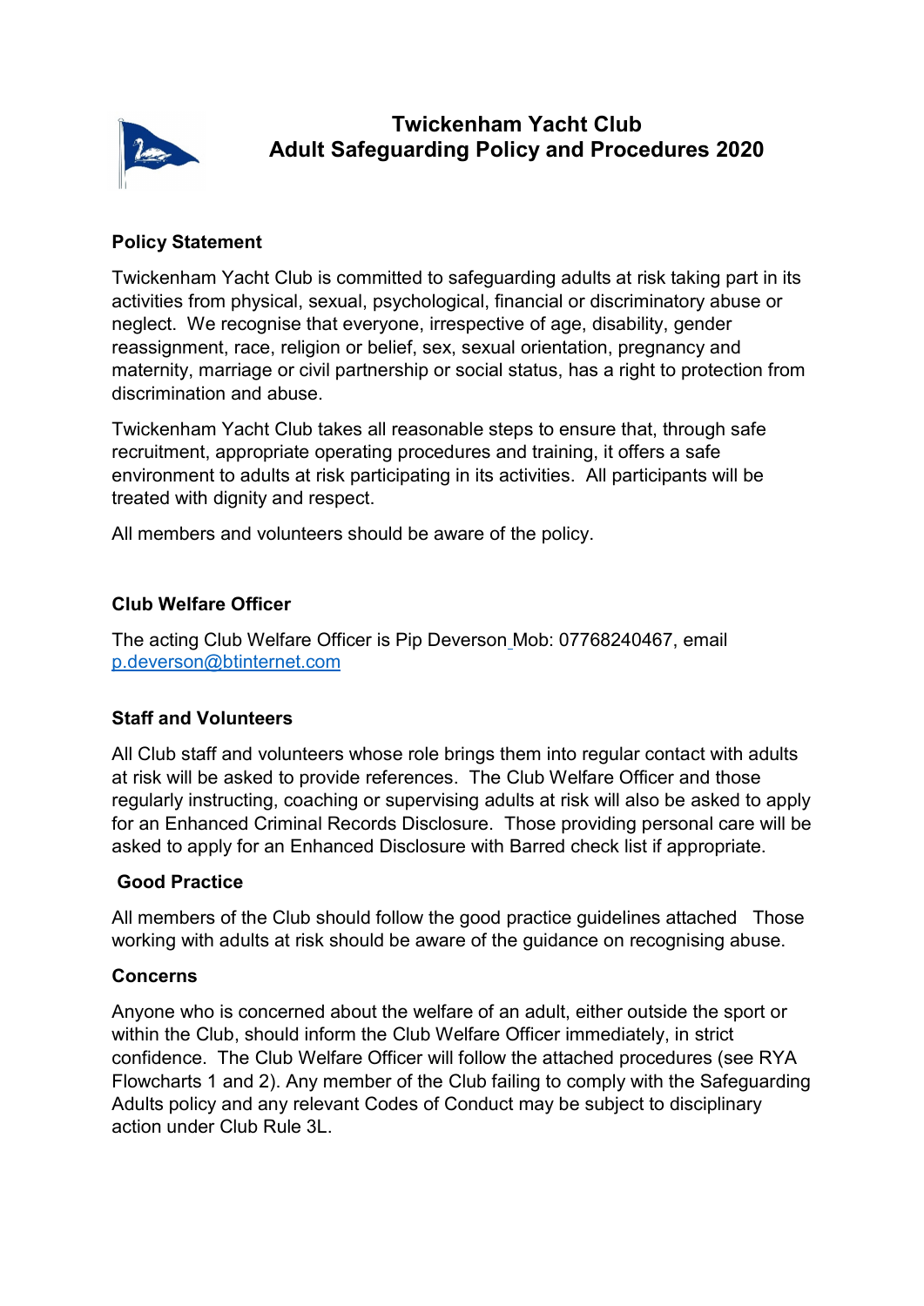# Twickenham Yacht Club
# Adult Safeguarding Policy and Procedures 2020

## Policy Statement

Twickenham Yacht Club is committed to safeguarding adults at risk taking part in its activities from physical, sexual, psychological, financial or discriminatory abuse or neglect. We recognise that everyone, irrespective of age, disability, gender reassignment, race, religion or belief, sex, sexual orientation, pregnancy and maternity, marriage or civil partnership or social status, has a right to protection from discrimination and abuse.

Twickenham Yacht Club takes all reasonable steps to ensure that, through safe recruitment, appropriate operating procedures and training, it offers a safe environment to adults at risk participating in its activities. All participants will be treated with dignity and respect.

All members and volunteers should be aware of the policy.

## Club Welfare Officer

The acting Club Welfare Officer is Pip Deverson Mob: 07768240467, email p.deverson@btinternet.com

## Staff and Volunteers

All Club staff and volunteers whose role brings them into regular contact with adults at risk will be asked to provide references. The Club Welfare Officer and those regularly instructing, coaching or supervising adults at risk will also be asked to apply for an Enhanced Criminal Records Disclosure. Those providing personal care will be asked to apply for an Enhanced Disclosure with Barred check list if appropriate.

## Good Practice

All members of the Club should follow the good practice guidelines attached Those working with adults at risk should be aware of the guidance on recognising abuse.

## Concerns

Anyone who is concerned about the welfare of an adult, either outside the sport or within the Club, should inform the Club Welfare Officer immediately, in strict confidence. The Club Welfare Officer will follow the attached procedures (see RYA Flowcharts 1 and 2). Any member of the Club failing to comply with the Safeguarding Adults policy and any relevant Codes of Conduct may be subject to disciplinary action under Club Rule 3L.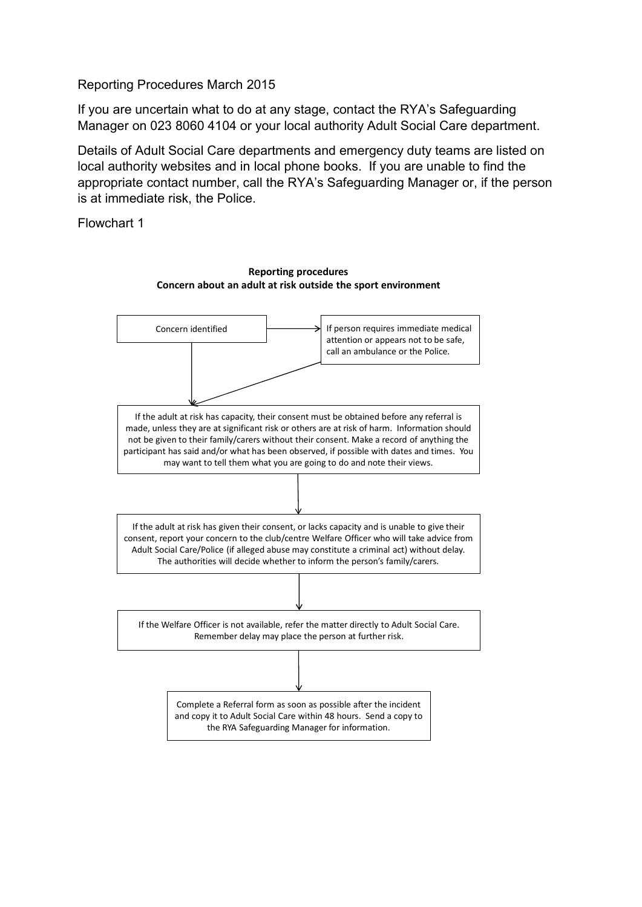Reporting Procedures March 2015

If you are uncertain what to do at any stage, contact the RYA's Safeguarding Manager on 023 8060 4104 or your local authority Adult Social Care department.

Details of Adult Social Care departments and emergency duty teams are listed on local authority websites and in local phone books. If you are unable to find the appropriate contact number, call the RYA's Safeguarding Manager or, if the person is at immediate risk, the Police.

Flowchart 1

**Reporting procedures**
**Concern about an adult at risk outside the sport environment**

Concern identified

→ If person requires immediate medical attention or appears not to be safe, call an ambulance or the Police.

↓

If the adult at risk has capacity, their consent must be obtained before any referral is made, unless they are at significant risk or others are at risk of harm. Information should not be given to their family/carers without their consent. Make a record of anything the participant has said and/or what has been observed, if possible with dates and times. You may want to tell them what you are going to do and note their views.

↓

If the adult at risk has given their consent, or lacks capacity and is unable to give their consent, report your concern to the club/centre Welfare Officer who will take advice from Adult Social Care/Police (if alleged abuse may constitute a criminal act) without delay. The authorities will decide whether to inform the person's family/carers.

↓

If the Welfare Officer is not available, refer the matter directly to Adult Social Care. Remember delay may place the person at further risk.

↓

Complete a Referral form as soon as possible after the incident and copy it to Adult Social Care within 48 hours. Send a copy to the RYA Safeguarding Manager for information.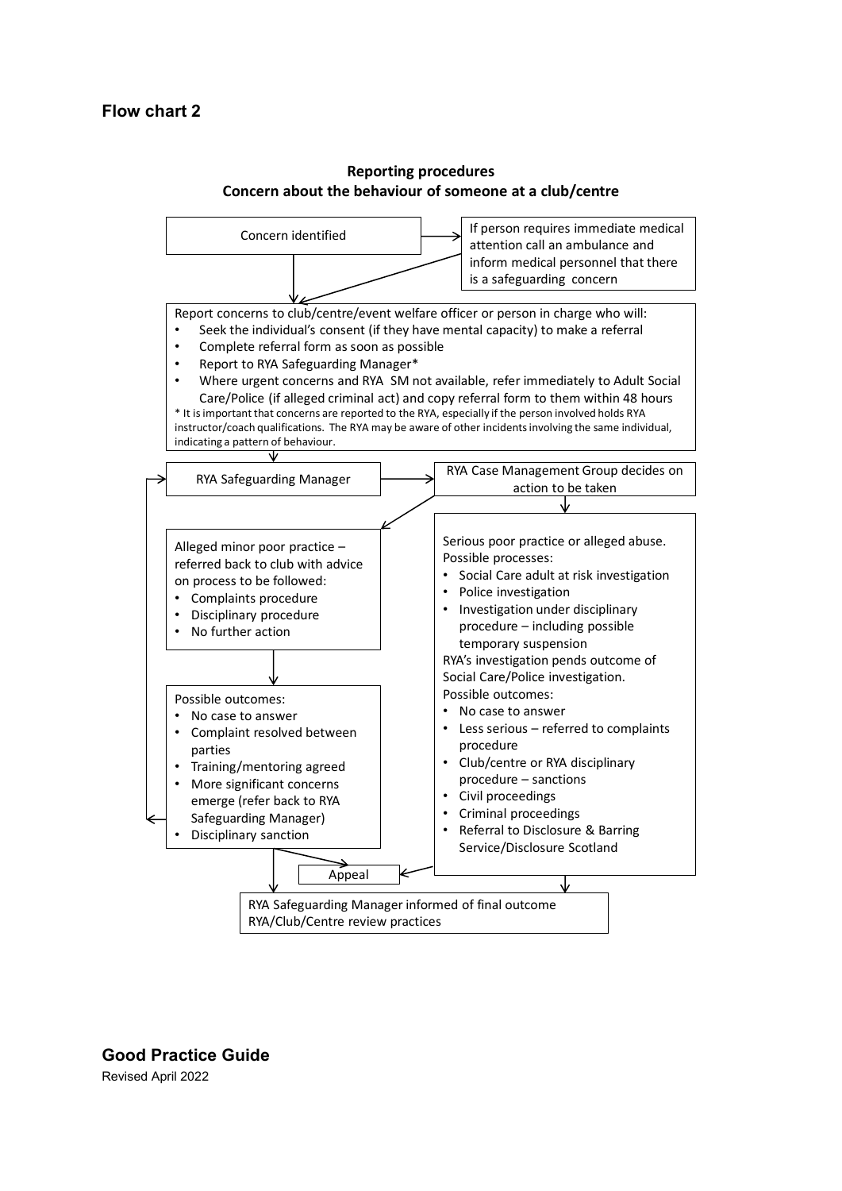## Flow chart 2

**Reporting procedures**
**Concern about the behaviour of someone at a club/centre**

Concern identified

If person requires immediate medical attention call an ambulance and inform medical personnel that there is a safeguarding concern

Report concerns to club/centre/event welfare officer or person in charge who will:

- Seek the individual's consent (if they have mental capacity) to make a referral
- Complete referral form as soon as possible
- Report to RYA Safeguarding Manager*
- Where urgent concerns and RYA SM not available, refer immediately to Adult Social Care/Police (if alleged criminal act) and copy referral form to them within 48 hours

\* It is important that concerns are reported to the RYA, especially if the person involved holds RYA instructor/coach qualifications. The RYA may be aware of other incidents involving the same individual, indicating a pattern of behaviour.

RYA Safeguarding Manager

RYA Case Management Group decides on action to be taken

Alleged minor poor practice – referred back to club with advice on process to be followed:

- Complaints procedure
- Disciplinary procedure
- No further action

Possible outcomes:

- No case to answer
- Complaint resolved between parties
- Training/mentoring agreed
- More significant concerns emerge (refer back to RYA Safeguarding Manager)
- Disciplinary sanction

Serious poor practice or alleged abuse.
Possible processes:

- Social Care adult at risk investigation
- Police investigation
- Investigation under disciplinary procedure – including possible temporary suspension

RYA's investigation pends outcome of Social Care/Police investigation.
Possible outcomes:

- No case to answer
- Less serious – referred to complaints procedure
- Club/centre or RYA disciplinary procedure – sanctions
- Civil proceedings
- Criminal proceedings
- Referral to Disclosure & Barring Service/Disclosure Scotland

Appeal

RYA Safeguarding Manager informed of final outcome
RYA/Club/Centre review practices

**Good Practice Guide**
Revised April 2022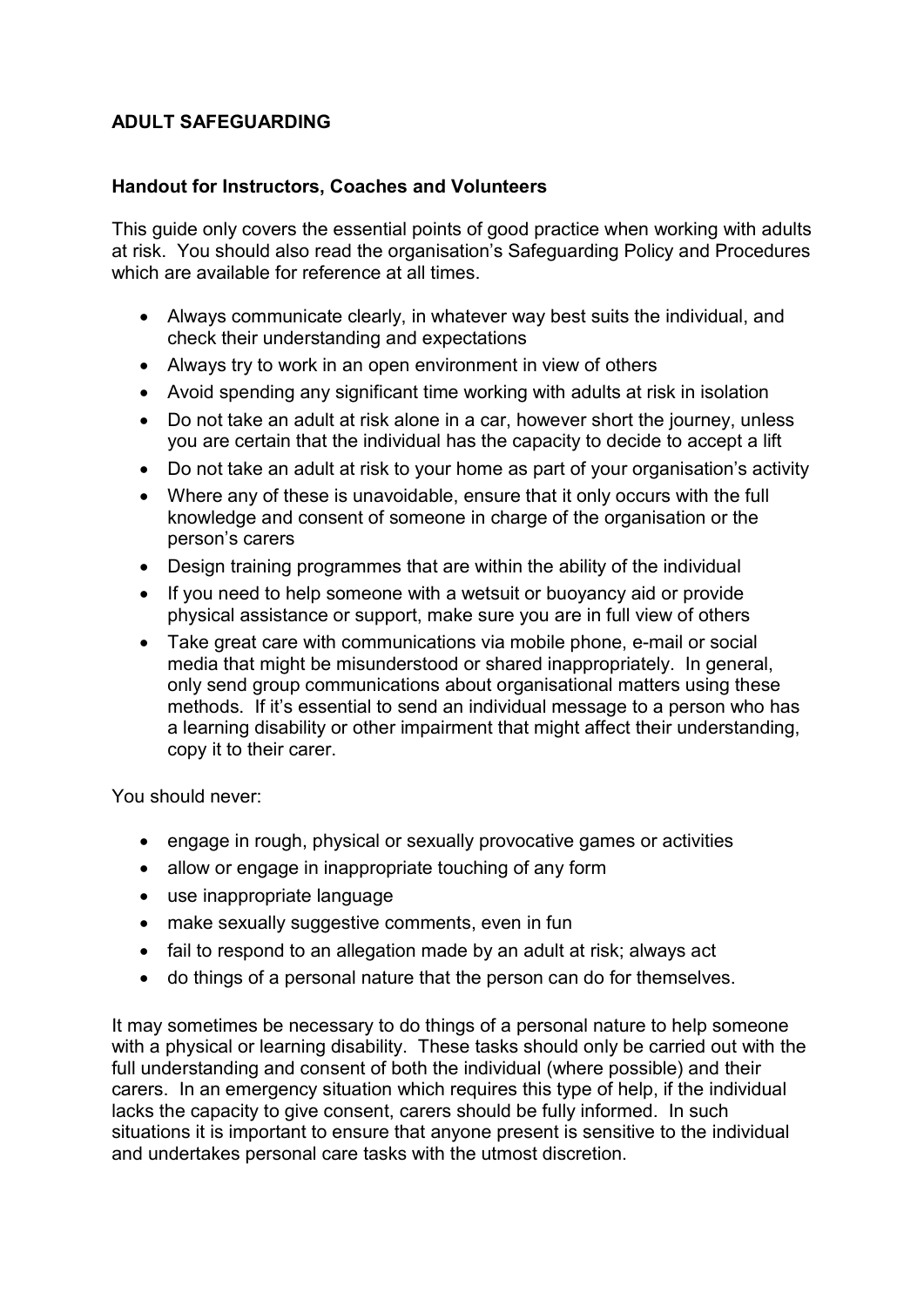## ADULT SAFEGUARDING

### Handout for Instructors, Coaches and Volunteers

This guide only covers the essential points of good practice when working with adults at risk. You should also read the organisation's Safeguarding Policy and Procedures which are available for reference at all times.

- Always communicate clearly, in whatever way best suits the individual, and check their understanding and expectations
- Always try to work in an open environment in view of others
- Avoid spending any significant time working with adults at risk in isolation
- Do not take an adult at risk alone in a car, however short the journey, unless you are certain that the individual has the capacity to decide to accept a lift
- Do not take an adult at risk to your home as part of your organisation's activity
- Where any of these is unavoidable, ensure that it only occurs with the full knowledge and consent of someone in charge of the organisation or the person's carers
- Design training programmes that are within the ability of the individual
- If you need to help someone with a wetsuit or buoyancy aid or provide physical assistance or support, make sure you are in full view of others
- Take great care with communications via mobile phone, e-mail or social media that might be misunderstood or shared inappropriately. In general, only send group communications about organisational matters using these methods. If it's essential to send an individual message to a person who has a learning disability or other impairment that might affect their understanding, copy it to their carer.

You should never:

- engage in rough, physical or sexually provocative games or activities
- allow or engage in inappropriate touching of any form
- use inappropriate language
- make sexually suggestive comments, even in fun
- fail to respond to an allegation made by an adult at risk; always act
- do things of a personal nature that the person can do for themselves.

It may sometimes be necessary to do things of a personal nature to help someone with a physical or learning disability. These tasks should only be carried out with the full understanding and consent of both the individual (where possible) and their carers. In an emergency situation which requires this type of help, if the individual lacks the capacity to give consent, carers should be fully informed. In such situations it is important to ensure that anyone present is sensitive to the individual and undertakes personal care tasks with the utmost discretion.